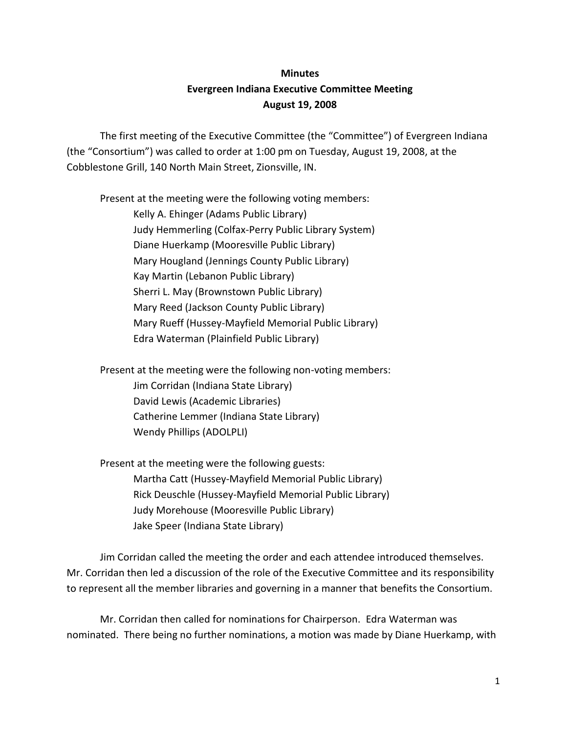**Minutes**

**Evergreen Indiana Executive Committee Meeting**

**August 19, 2008**

The first meeting of the Executive Committee (the "Committee") of Evergreen Indiana (the "Consortium") was called to order at 1:00 pm on Tuesday, August 19, 2008, at the Cobblestone Grill, 140 North Main Street, Zionsville, IN.

Present at the meeting were the following voting members:

- Kelly A. Ehinger (Adams Public Library)
- Judy Hemmerling (Colfax-Perry Public Library System)
- Diane Huerkamp (Mooresville Public Library)
- Mary Hougland (Jennings County Public Library)
- Kay Martin (Lebanon Public Library)
- Sherri L. May (Brownstown Public Library)
- Mary Reed (Jackson County Public Library)
- Mary Rueff (Hussey-Mayfield Memorial Public Library)
- Edra Waterman (Plainfield Public Library)

Present at the meeting were the following non-voting members:

- Jim Corridan (Indiana State Library)
- David Lewis (Academic Libraries)
- Catherine Lemmer (Indiana State Library)
- Wendy Phillips (ADOLPLI)

Present at the meeting were the following guests:

- Martha Catt (Hussey-Mayfield Memorial Public Library)
- Rick Deuschle (Hussey-Mayfield Memorial Public Library)
- Judy Morehouse (Mooresville Public Library)
- Jake Speer (Indiana State Library)

Jim Corridan called the meeting the order and each attendee introduced themselves. Mr. Corridan then led a discussion of the role of the Executive Committee and its responsibility to represent all the member libraries and governing in a manner that benefits the Consortium.

Mr. Corridan then called for nominations for Chairperson. Edra Waterman was nominated. There being no further nominations, a motion was made by Diane Huerkamp, with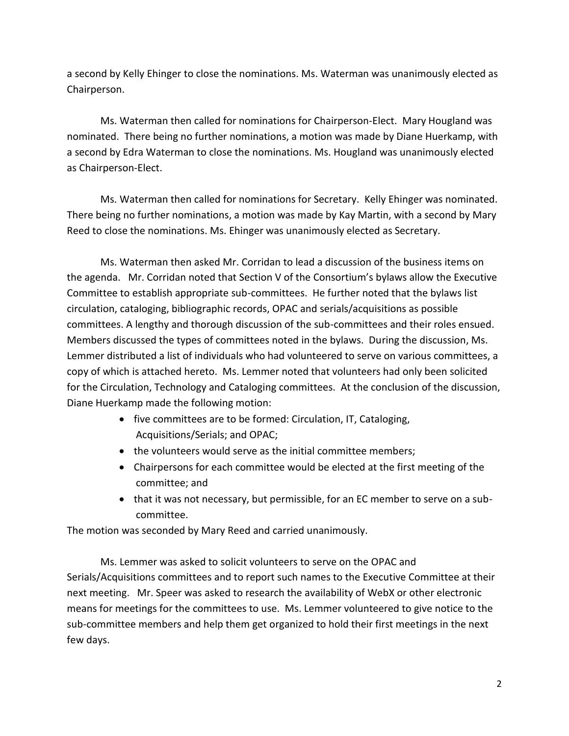a second by Kelly Ehinger to close the nominations. Ms. Waterman was unanimously elected as Chairperson.

Ms. Waterman then called for nominations for Chairperson-Elect. Mary Hougland was nominated. There being no further nominations, a motion was made by Diane Huerkamp, with a second by Edra Waterman to close the nominations. Ms. Hougland was unanimously elected as Chairperson-Elect.

Ms. Waterman then called for nominations for Secretary. Kelly Ehinger was nominated. There being no further nominations, a motion was made by Kay Martin, with a second by Mary Reed to close the nominations. Ms. Ehinger was unanimously elected as Secretary.

Ms. Waterman then asked Mr. Corridan to lead a discussion of the business items on the agenda. Mr. Corridan noted that Section V of the Consortium's bylaws allow the Executive Committee to establish appropriate sub-committees. He further noted that the bylaws list circulation, cataloging, bibliographic records, OPAC and serials/acquisitions as possible committees. A lengthy and thorough discussion of the sub-committees and their roles ensued. Members discussed the types of committees noted in the bylaws. During the discussion, Ms. Lemmer distributed a list of individuals who had volunteered to serve on various committees, a copy of which is attached hereto. Ms. Lemmer noted that volunteers had only been solicited for the Circulation, Technology and Cataloging committees. At the conclusion of the discussion, Diane Huerkamp made the following motion:

- five committees are to be formed: Circulation, IT, Cataloging, Acquisitions/Serials; and OPAC;
- the volunteers would serve as the initial committee members;
- Chairpersons for each committee would be elected at the first meeting of the committee; and
- that it was not necessary, but permissible, for an EC member to serve on a sub-committee.

The motion was seconded by Mary Reed and carried unanimously.

Ms. Lemmer was asked to solicit volunteers to serve on the OPAC and Serials/Acquisitions committees and to report such names to the Executive Committee at their next meeting. Mr. Speer was asked to research the availability of WebX or other electronic means for meetings for the committees to use. Ms. Lemmer volunteered to give notice to the sub-committee members and help them get organized to hold their first meetings in the next few days.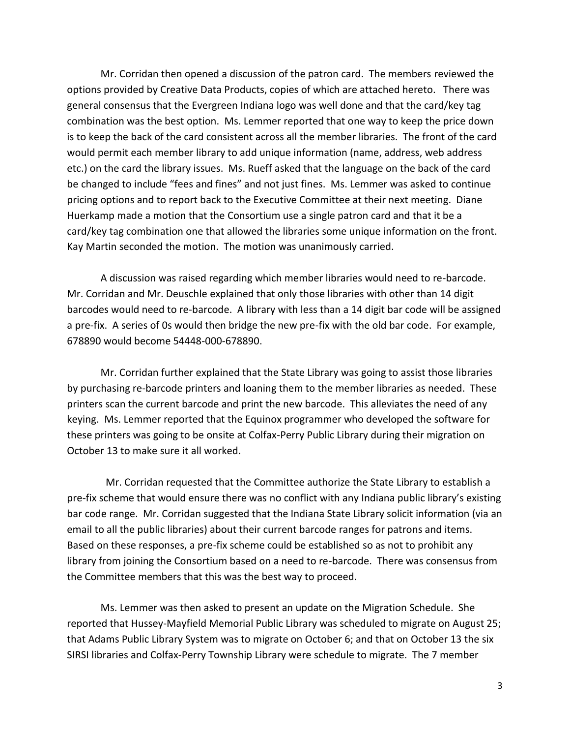Mr. Corridan then opened a discussion of the patron card. The members reviewed the options provided by Creative Data Products, copies of which are attached hereto. There was general consensus that the Evergreen Indiana logo was well done and that the card/key tag combination was the best option. Ms. Lemmer reported that one way to keep the price down is to keep the back of the card consistent across all the member libraries. The front of the card would permit each member library to add unique information (name, address, web address etc.) on the card the library issues. Ms. Rueff asked that the language on the back of the card be changed to include "fees and fines" and not just fines. Ms. Lemmer was asked to continue pricing options and to report back to the Executive Committee at their next meeting. Diane Huerkamp made a motion that the Consortium use a single patron card and that it be a card/key tag combination one that allowed the libraries some unique information on the front. Kay Martin seconded the motion. The motion was unanimously carried.

A discussion was raised regarding which member libraries would need to re-barcode. Mr. Corridan and Mr. Deuschle explained that only those libraries with other than 14 digit barcodes would need to re-barcode. A library with less than a 14 digit bar code will be assigned a pre-fix. A series of 0s would then bridge the new pre-fix with the old bar code. For example, 678890 would become 54448-000-678890.

Mr. Corridan further explained that the State Library was going to assist those libraries by purchasing re-barcode printers and loaning them to the member libraries as needed. These printers scan the current barcode and print the new barcode. This alleviates the need of any keying. Ms. Lemmer reported that the Equinox programmer who developed the software for these printers was going to be onsite at Colfax-Perry Public Library during their migration on October 13 to make sure it all worked.

Mr. Corridan requested that the Committee authorize the State Library to establish a pre-fix scheme that would ensure there was no conflict with any Indiana public library's existing bar code range. Mr. Corridan suggested that the Indiana State Library solicit information (via an email to all the public libraries) about their current barcode ranges for patrons and items. Based on these responses, a pre-fix scheme could be established so as not to prohibit any library from joining the Consortium based on a need to re-barcode. There was consensus from the Committee members that this was the best way to proceed.

Ms. Lemmer was then asked to present an update on the Migration Schedule. She reported that Hussey-Mayfield Memorial Public Library was scheduled to migrate on August 25; that Adams Public Library System was to migrate on October 6; and that on October 13 the six SIRSI libraries and Colfax-Perry Township Library were schedule to migrate. The 7 member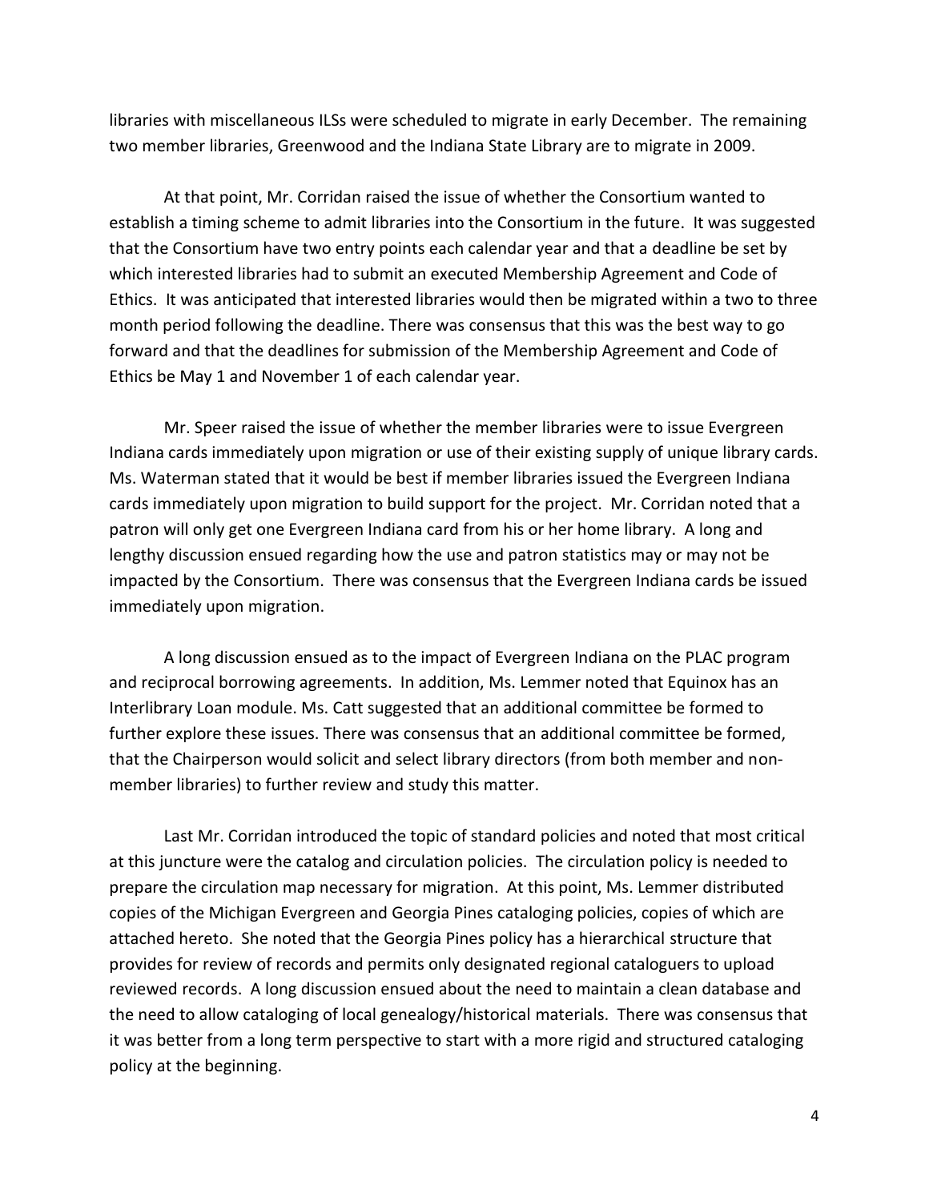libraries with miscellaneous ILSs were scheduled to migrate in early December. The remaining two member libraries, Greenwood and the Indiana State Library are to migrate in 2009.

At that point, Mr. Corridan raised the issue of whether the Consortium wanted to establish a timing scheme to admit libraries into the Consortium in the future. It was suggested that the Consortium have two entry points each calendar year and that a deadline be set by which interested libraries had to submit an executed Membership Agreement and Code of Ethics. It was anticipated that interested libraries would then be migrated within a two to three month period following the deadline. There was consensus that this was the best way to go forward and that the deadlines for submission of the Membership Agreement and Code of Ethics be May 1 and November 1 of each calendar year.

Mr. Speer raised the issue of whether the member libraries were to issue Evergreen Indiana cards immediately upon migration or use of their existing supply of unique library cards. Ms. Waterman stated that it would be best if member libraries issued the Evergreen Indiana cards immediately upon migration to build support for the project. Mr. Corridan noted that a patron will only get one Evergreen Indiana card from his or her home library. A long and lengthy discussion ensued regarding how the use and patron statistics may or may not be impacted by the Consortium. There was consensus that the Evergreen Indiana cards be issued immediately upon migration.

A long discussion ensued as to the impact of Evergreen Indiana on the PLAC program and reciprocal borrowing agreements. In addition, Ms. Lemmer noted that Equinox has an Interlibrary Loan module. Ms. Catt suggested that an additional committee be formed to further explore these issues. There was consensus that an additional committee be formed, that the Chairperson would solicit and select library directors (from both member and non-member libraries) to further review and study this matter.

Last Mr. Corridan introduced the topic of standard policies and noted that most critical at this juncture were the catalog and circulation policies. The circulation policy is needed to prepare the circulation map necessary for migration. At this point, Ms. Lemmer distributed copies of the Michigan Evergreen and Georgia Pines cataloging policies, copies of which are attached hereto. She noted that the Georgia Pines policy has a hierarchical structure that provides for review of records and permits only designated regional cataloguers to upload reviewed records. A long discussion ensued about the need to maintain a clean database and the need to allow cataloging of local genealogy/historical materials. There was consensus that it was better from a long term perspective to start with a more rigid and structured cataloging policy at the beginning.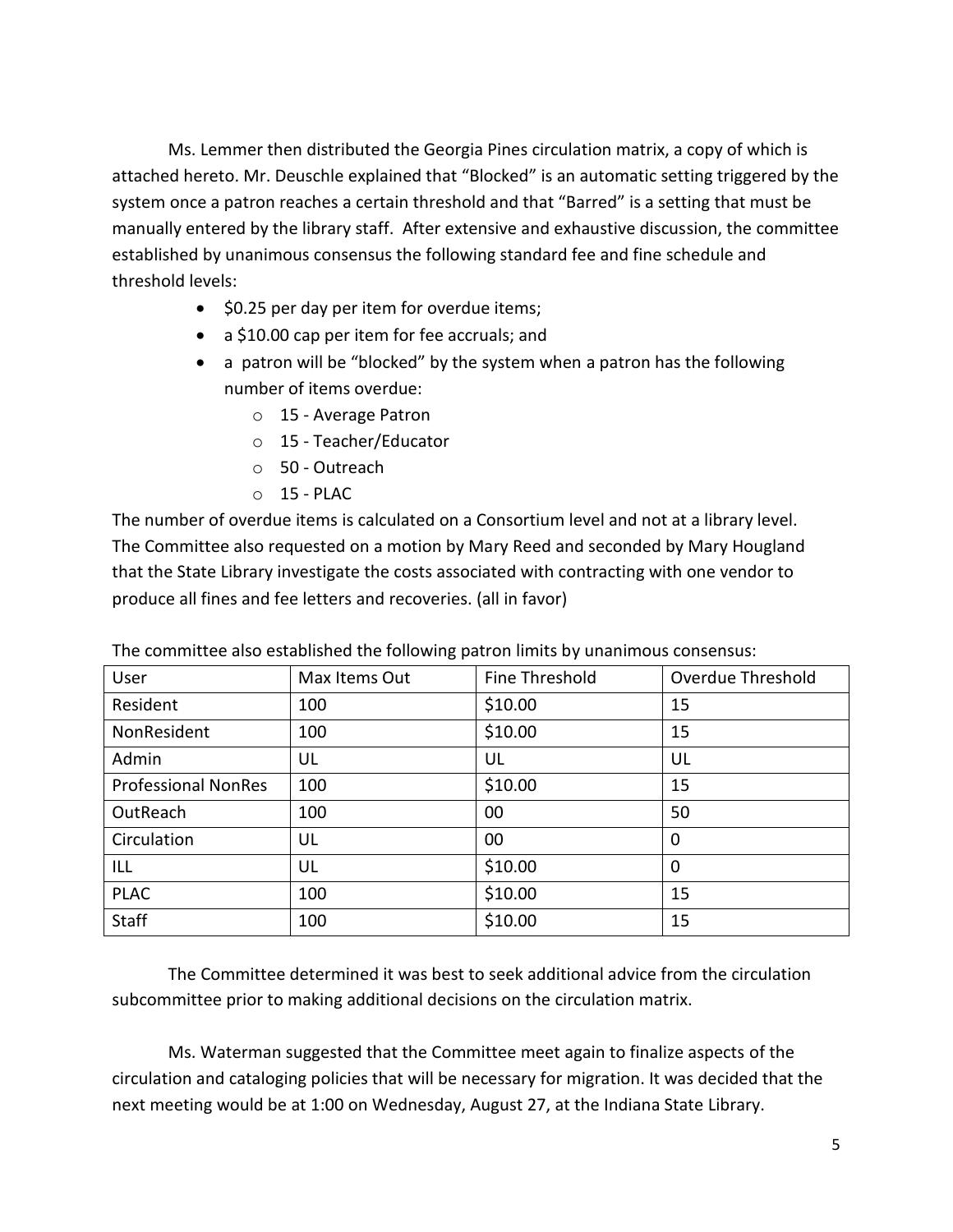Ms. Lemmer then distributed the Georgia Pines circulation matrix, a copy of which is attached hereto. Mr. Deuschle explained that "Blocked" is an automatic setting triggered by the system once a patron reaches a certain threshold and that "Barred" is a setting that must be manually entered by the library staff. After extensive and exhaustive discussion, the committee established by unanimous consensus the following standard fee and fine schedule and threshold levels:

- $0.25 per day per item for overdue items;
- a $10.00 cap per item for fee accruals; and
- a patron will be "blocked" by the system when a patron has the following number of items overdue:
  - 15 - Average Patron
  - 15 - Teacher/Educator
  - 50 - Outreach
  - 15 - PLAC

The number of overdue items is calculated on a Consortium level and not at a library level. The Committee also requested on a motion by Mary Reed and seconded by Mary Hougland that the State Library investigate the costs associated with contracting with one vendor to produce all fines and fee letters and recoveries. (all in favor)

The committee also established the following patron limits by unanimous consensus:

| User | Max Items Out | Fine Threshold | Overdue Threshold |
|---|---|---|---|
| Resident | 100 | $10.00 | 15 |
| NonResident | 100 | $10.00 | 15 |
| Admin | UL | UL | UL |
| Professional NonRes | 100 | $10.00 | 15 |
| OutReach | 100 | 00 | 50 |
| Circulation | UL | 00 | 0 |
| ILL | UL | $10.00 | 0 |
| PLAC | 100 | $10.00 | 15 |
| Staff | 100 | $10.00 | 15 |

The Committee determined it was best to seek additional advice from the circulation subcommittee prior to making additional decisions on the circulation matrix.

Ms. Waterman suggested that the Committee meet again to finalize aspects of the circulation and cataloging policies that will be necessary for migration. It was decided that the next meeting would be at 1:00 on Wednesday, August 27, at the Indiana State Library.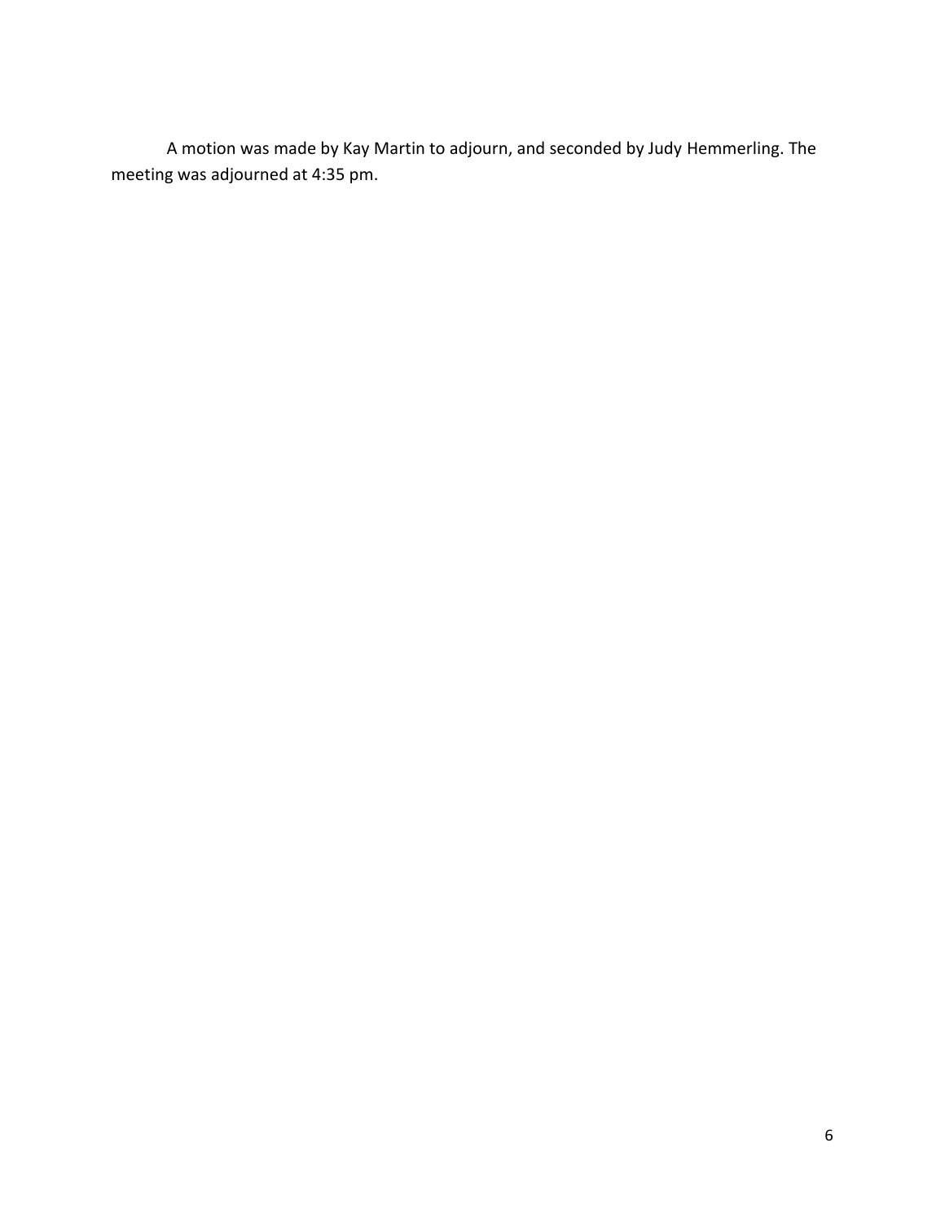A motion was made by Kay Martin to adjourn, and seconded by Judy Hemmerling. The meeting was adjourned at 4:35 pm.